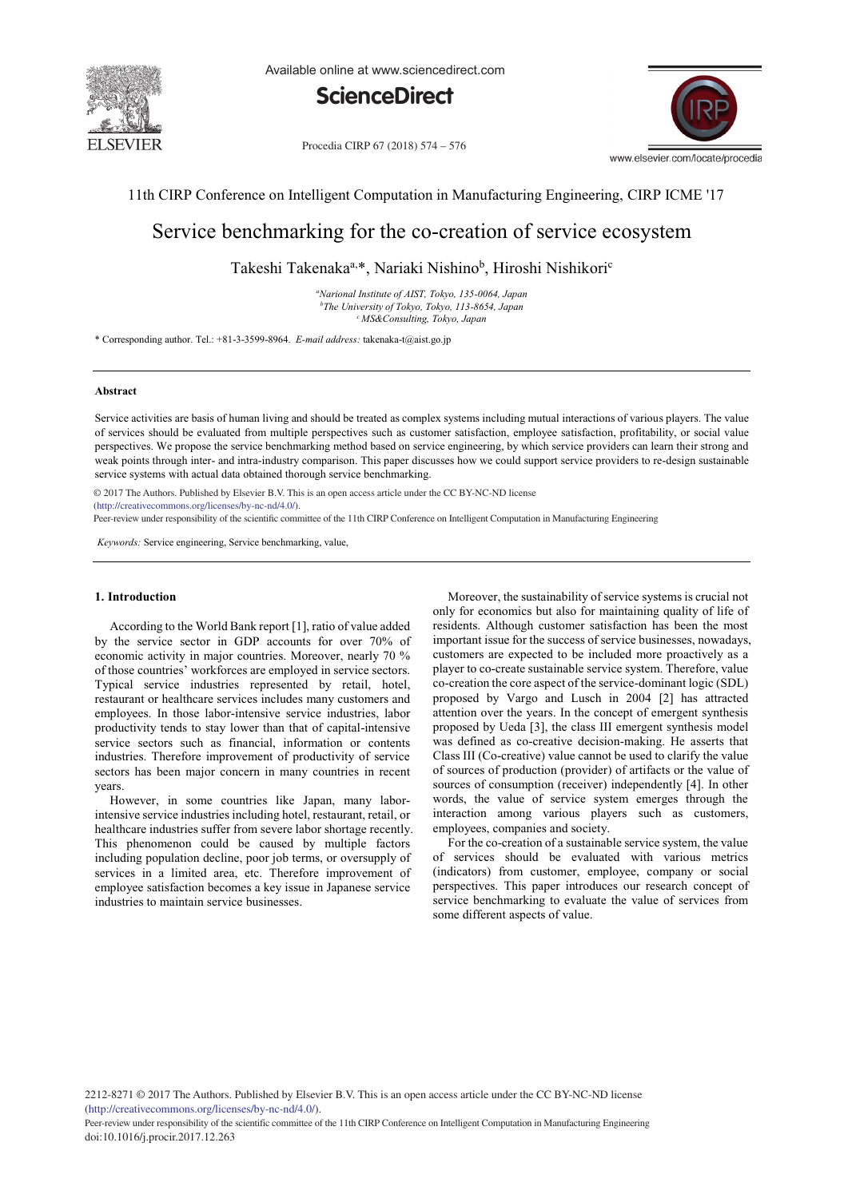11th CIRP Conference on Intelligent Computation in Manufacturing Engineering, CIRP ICME '17

# Service benchmarking for the co-creation of service ecosystem

Takeshi Takenaka[a,*], Nariaki Nishino[b], Hiroshi Nishikori[c]

[a] Narional Institute of AIST, Tokyo, 135-0064, Japan
[b] The University of Tokyo, Tokyo, 113-8654, Japan
[c] MS&Consulting, Tokyo, Japan

\* Corresponding author. Tel.: +81-3-3599-8964. *E-mail address:* takenaka-t@aist.go.jp

## Abstract

Service activities are basis of human living and should be treated as complex systems including mutual interactions of various players. The value of services should be evaluated from multiple perspectives such as customer satisfaction, employee satisfaction, profitability, or social value perspectives. We propose the service benchmarking method based on service engineering, by which service providers can learn their strong and weak points through inter- and intra-industry comparison. This paper discusses how we could support service providers to re-design sustainable service systems with actual data obtained thorough service benchmarking.

© 2017 The Authors. Published by Elsevier B.V. This is an open access article under the CC BY-NC-ND license (http://creativecommons.org/licenses/by-nc-nd/4.0/).
Peer-review under responsibility of the scientific committee of the 11th CIRP Conference on Intelligent Computation in Manufacturing Engineering

*Keywords:* Service engineering, Service benchmarking, value,

## 1. Introduction

According to the World Bank report [1], ratio of value added by the service sector in GDP accounts for over 70% of economic activity in major countries. Moreover, nearly 70 % of those countries' workforces are employed in service sectors. Typical service industries represented by retail, hotel, restaurant or healthcare services includes many customers and employees. In those labor-intensive service industries, labor productivity tends to stay lower than that of capital-intensive service sectors such as financial, information or contents industries. Therefore improvement of productivity of service sectors has been major concern in many countries in recent years.

However, in some countries like Japan, many labor-intensive service industries including hotel, restaurant, retail, or healthcare industries suffer from severe labor shortage recently. This phenomenon could be caused by multiple factors including population decline, poor job terms, or oversupply of services in a limited area, etc. Therefore improvement of employee satisfaction becomes a key issue in Japanese service industries to maintain service businesses.

Moreover, the sustainability of service systems is crucial not only for economics but also for maintaining quality of life of residents. Although customer satisfaction has been the most important issue for the success of service businesses, nowadays, customers are expected to be included more proactively as a player to co-create sustainable service system. Therefore, value co-creation the core aspect of the service-dominant logic (SDL) proposed by Vargo and Lusch in 2004 [2] has attracted attention over the years. In the concept of emergent synthesis proposed by Ueda [3], the class III emergent synthesis model was defined as co-creative decision-making. He asserts that Class III (Co-creative) value cannot be used to clarify the value of sources of production (provider) of artifacts or the value of sources of consumption (receiver) independently [4]. In other words, the value of service system emerges through the interaction among various players such as customers, employees, companies and society.

For the co-creation of a sustainable service system, the value of services should be evaluated with various metrics (indicators) from customer, employee, company or social perspectives. This paper introduces our research concept of service benchmarking to evaluate the value of services from some different aspects of value.

2212-8271 © 2017 The Authors. Published by Elsevier B.V. This is an open access article under the CC BY-NC-ND license (http://creativecommons.org/licenses/by-nc-nd/4.0/).
Peer-review under responsibility of the scientific committee of the 11th CIRP Conference on Intelligent Computation in Manufacturing Engineering
doi:10.1016/j.procir.2017.12.263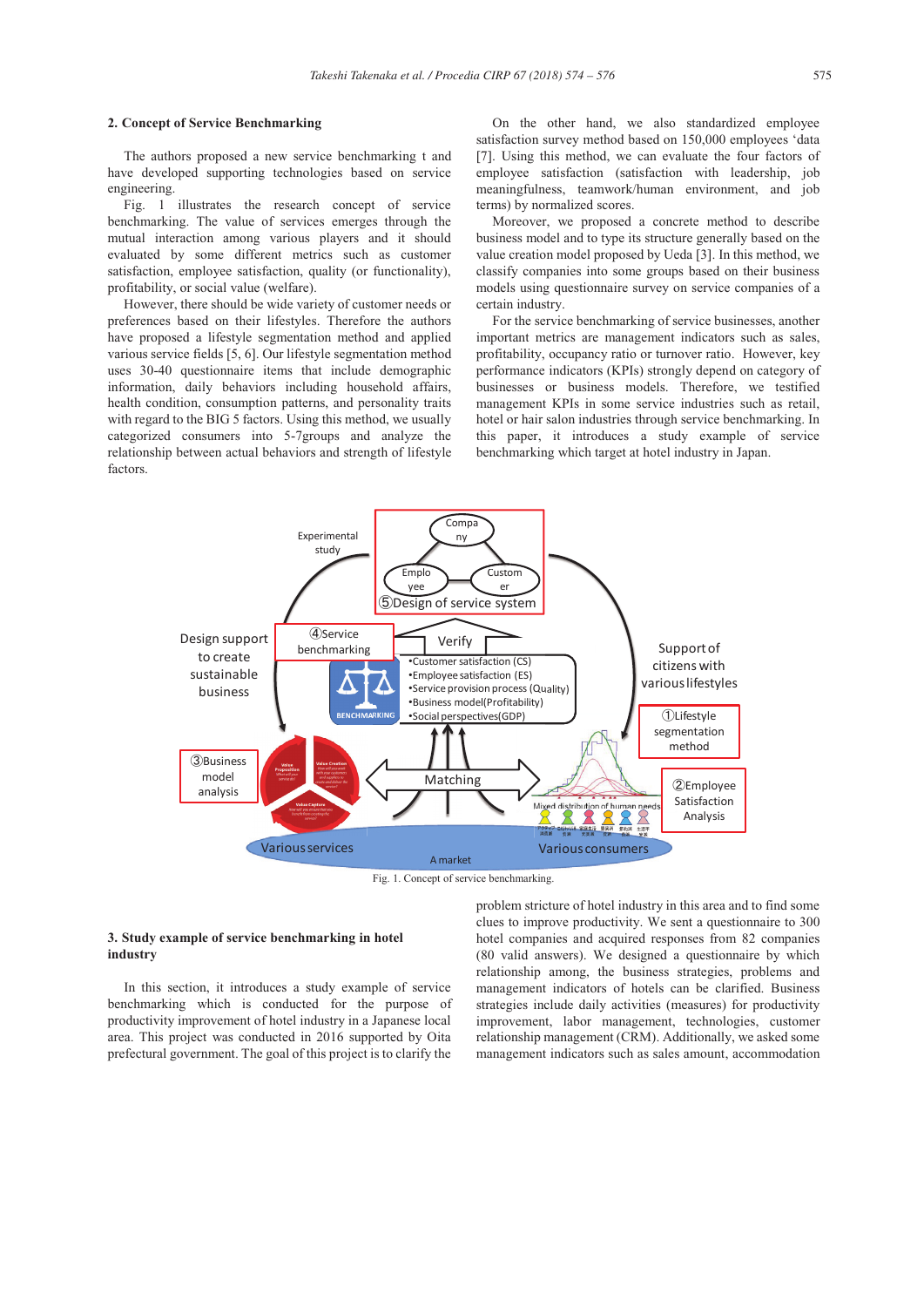## 2. Concept of Service Benchmarking

The authors proposed a new service benchmarking t and have developed supporting technologies based on service engineering.

Fig. 1 illustrates the research concept of service benchmarking. The value of services emerges through the mutual interaction among various players and it should evaluated by some different metrics such as customer satisfaction, employee satisfaction, quality (or functionality), profitability, or social value (welfare).

However, there should be wide variety of customer needs or preferences based on their lifestyles. Therefore the authors have proposed a lifestyle segmentation method and applied various service fields [5, 6]. Our lifestyle segmentation method uses 30-40 questionnaire items that include demographic information, daily behaviors including household affairs, health condition, consumption patterns, and personality traits with regard to the BIG 5 factors. Using this method, we usually categorized consumers into 5-7groups and analyze the relationship between actual behaviors and strength of lifestyle factors.

On the other hand, we also standardized employee satisfaction survey method based on 150,000 employees 'data [7]. Using this method, we can evaluate the four factors of employee satisfaction (satisfaction with leadership, job meaningfulness, teamwork/human environment, and job terms) by normalized scores.

Moreover, we proposed a concrete method to describe business model and to type its structure generally based on the value creation model proposed by Ueda [3]. In this method, we classify companies into some groups based on their business models using questionnaire survey on service companies of a certain industry.

For the service benchmarking of service businesses, another important metrics are management indicators such as sales, profitability, occupancy ratio or turnover ratio. However, key performance indicators (KPIs) strongly depend on category of businesses or business models. Therefore, we testified management KPIs in some service industries such as retail, hotel or hair salon industries through service benchmarking. In this paper, it introduces a study example of service benchmarking which target at hotel industry in Japan.

Fig. 1. Concept of service benchmarking.

## 3. Study example of service benchmarking in hotel industry

In this section, it introduces a study example of service benchmarking which is conducted for the purpose of productivity improvement of hotel industry in a Japanese local area. This project was conducted in 2016 supported by Oita prefectural government. The goal of this project is to clarify the problem stricture of hotel industry in this area and to find some clues to improve productivity. We sent a questionnaire to 300 hotel companies and acquired responses from 82 companies (80 valid answers). We designed a questionnaire by which relationship among, the business strategies, problems and management indicators of hotels can be clarified. Business strategies include daily activities (measures) for productivity improvement, labor management, technologies, customer relationship management (CRM). Additionally, we asked some management indicators such as sales amount, accommodation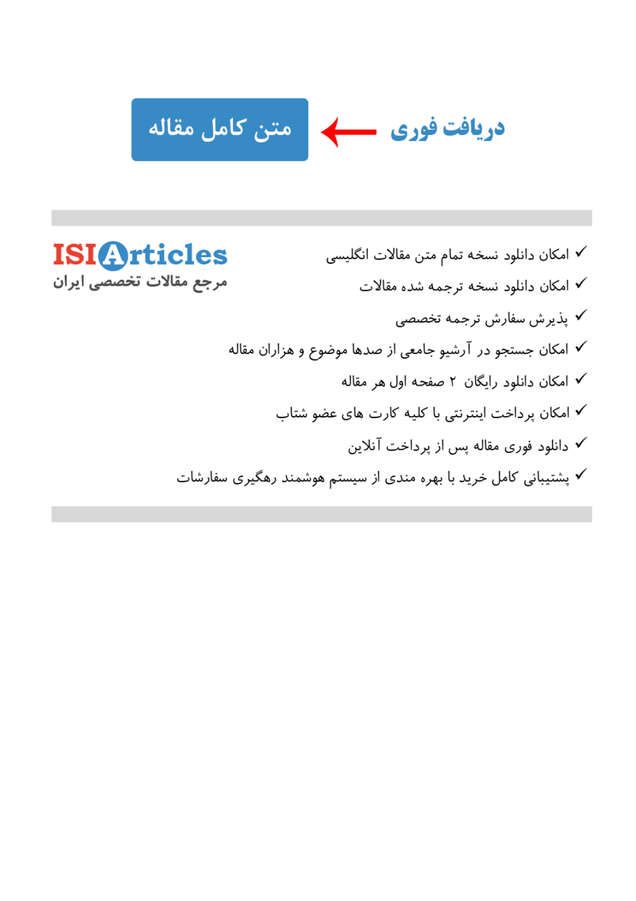دریافت فوری ← **متن کامل مقاله**

**ISIArticles**
مرجع مقالات تخصصی ایران

- ✓ امکان دانلود نسخه تمام متن مقالات انگلیسی
- ✓ امکان دانلود نسخه ترجمه شده مقالات
- ✓ پذیرش سفارش ترجمه تخصصی
- ✓ امکان جستجو در آرشیو جامعی از صدها موضوع و هزاران مقاله
- ✓ امکان دانلود رایگان ۲ صفحه اول هر مقاله
- ✓ امکان پرداخت اینترنتی با کلیه کارت های عضو شتاب
- ✓ دانلود فوری مقاله پس از پرداخت آنلاین
- ✓ پشتیبانی کامل خرید با بهره مندی از سیستم هوشمند رهگیری سفارشات